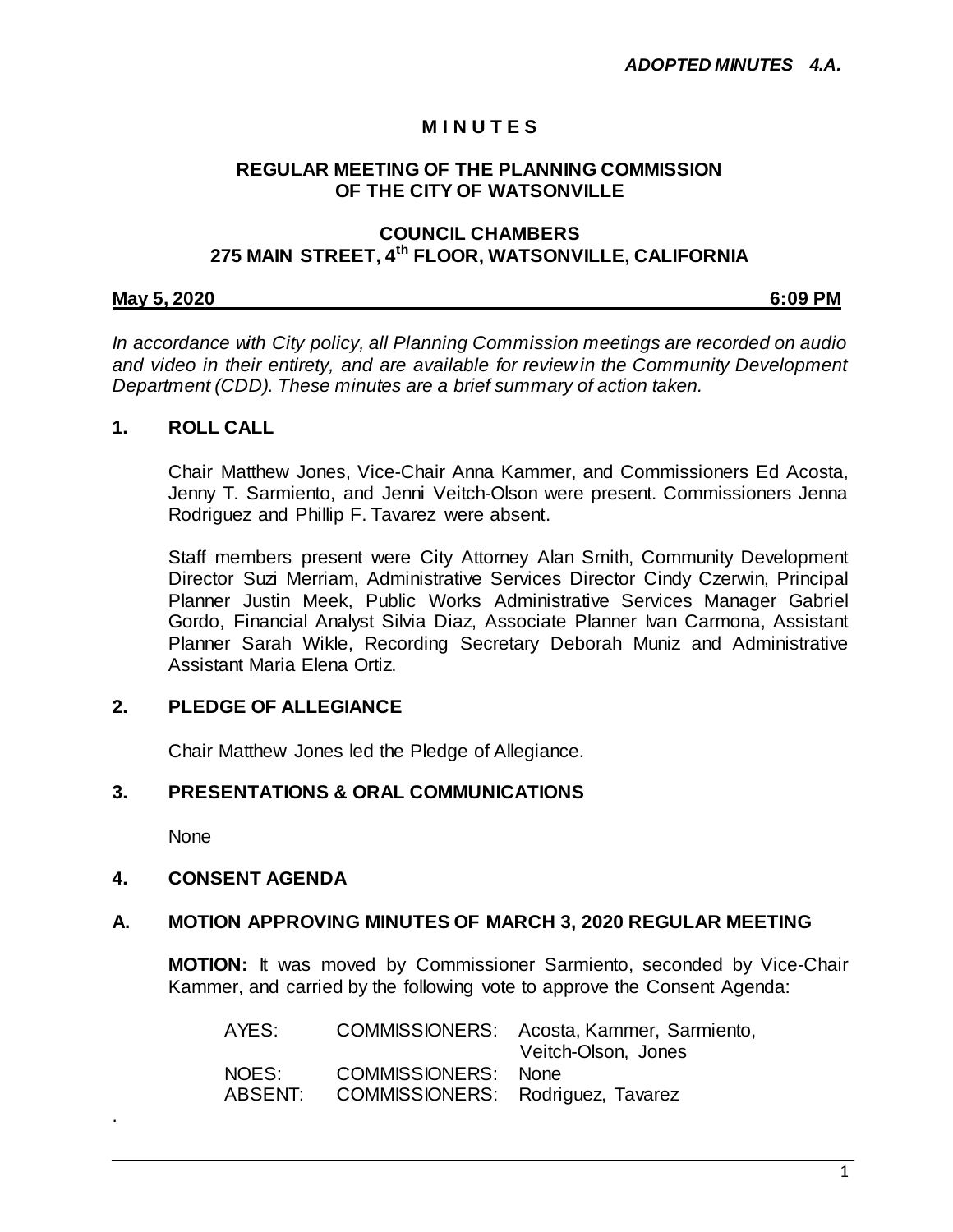***ADOPTED MINUTES 4.A.***

# M I N U T E S

## REGULAR MEETING OF THE PLANNING COMMISSION OF THE CITY OF WATSONVILLE

## COUNCIL CHAMBERS
## 275 MAIN STREET, 4th FLOOR, WATSONVILLE, CALIFORNIA

**May 5, 2020 6:09 PM**

*In accordance with City policy, all Planning Commission meetings are recorded on audio and video in their entirety, and are available for review in the Community Development Department (CDD). These minutes are a brief summary of action taken.*

### 1. ROLL CALL

Chair Matthew Jones, Vice-Chair Anna Kammer, and Commissioners Ed Acosta, Jenny T. Sarmiento, and Jenni Veitch-Olson were present. Commissioners Jenna Rodriguez and Phillip F. Tavarez were absent.

Staff members present were City Attorney Alan Smith, Community Development Director Suzi Merriam, Administrative Services Director Cindy Czerwin, Principal Planner Justin Meek, Public Works Administrative Services Manager Gabriel Gordo, Financial Analyst Silvia Diaz, Associate Planner Ivan Carmona, Assistant Planner Sarah Wikle, Recording Secretary Deborah Muniz and Administrative Assistant Maria Elena Ortiz.

### 2. PLEDGE OF ALLEGIANCE

Chair Matthew Jones led the Pledge of Allegiance.

### 3. PRESENTATIONS & ORAL COMMUNICATIONS

None

### 4. CONSENT AGENDA

### A. MOTION APPROVING MINUTES OF MARCH 3, 2020 REGULAR MEETING

**MOTION:** It was moved by Commissioner Sarmiento, seconded by Vice-Chair Kammer, and carried by the following vote to approve the Consent Agenda:

| | | |
|---|---|---|
| AYES: | COMMISSIONERS: | Acosta, Kammer, Sarmiento, Veitch-Olson, Jones |
| NOES: | COMMISSIONERS: | None |
| ABSENT: | COMMISSIONERS: | Rodriguez, Tavarez |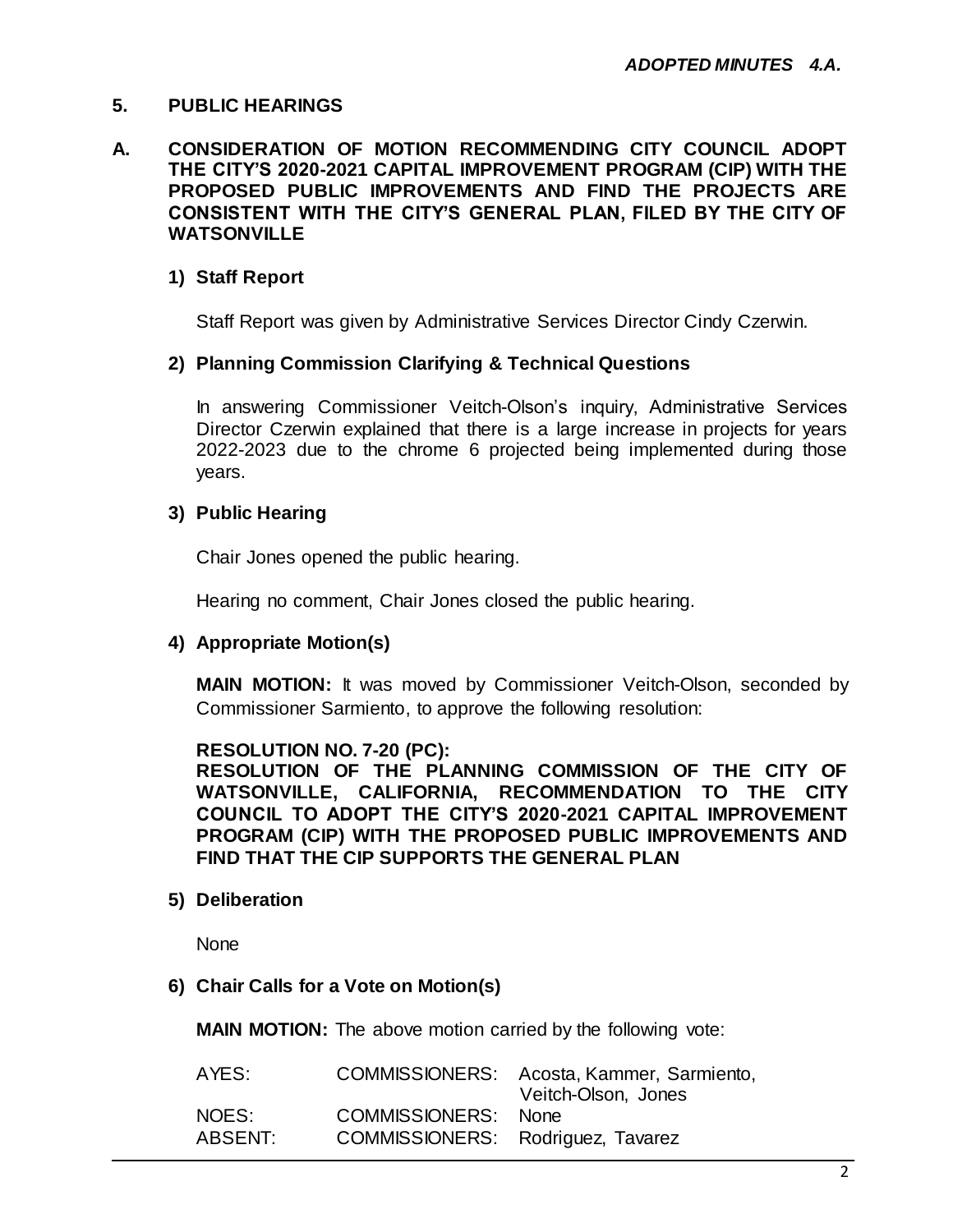***ADOPTED MINUTES 4.A.***

## 5. PUBLIC HEARINGS

### A. CONSIDERATION OF MOTION RECOMMENDING CITY COUNCIL ADOPT THE CITY'S 2020-2021 CAPITAL IMPROVEMENT PROGRAM (CIP) WITH THE PROPOSED PUBLIC IMPROVEMENTS AND FIND THE PROJECTS ARE CONSISTENT WITH THE CITY'S GENERAL PLAN, FILED BY THE CITY OF WATSONVILLE

**1) Staff Report**

Staff Report was given by Administrative Services Director Cindy Czerwin.

**2) Planning Commission Clarifying & Technical Questions**

In answering Commissioner Veitch-Olson's inquiry, Administrative Services Director Czerwin explained that there is a large increase in projects for years 2022-2023 due to the chrome 6 projected being implemented during those years.

**3) Public Hearing**

Chair Jones opened the public hearing.

Hearing no comment, Chair Jones closed the public hearing.

**4) Appropriate Motion(s)**

**MAIN MOTION:** It was moved by Commissioner Veitch-Olson, seconded by Commissioner Sarmiento, to approve the following resolution:

**RESOLUTION NO. 7-20 (PC):**
**RESOLUTION OF THE PLANNING COMMISSION OF THE CITY OF WATSONVILLE, CALIFORNIA, RECOMMENDATION TO THE CITY COUNCIL TO ADOPT THE CITY'S 2020-2021 CAPITAL IMPROVEMENT PROGRAM (CIP) WITH THE PROPOSED PUBLIC IMPROVEMENTS AND FIND THAT THE CIP SUPPORTS THE GENERAL PLAN**

**5) Deliberation**

None

**6) Chair Calls for a Vote on Motion(s)**

**MAIN MOTION:** The above motion carried by the following vote:

| | | |
|---|---|---|
| AYES: | COMMISSIONERS: | Acosta, Kammer, Sarmiento, Veitch-Olson, Jones |
| NOES: | COMMISSIONERS: | None |
| ABSENT: | COMMISSIONERS: | Rodriguez, Tavarez |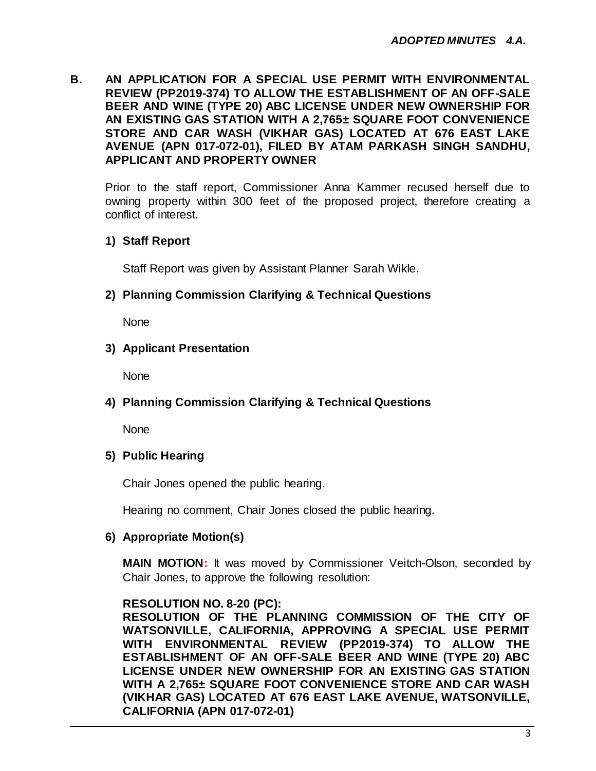***ADOPTED MINUTES 4.A.***

**B. AN APPLICATION FOR A SPECIAL USE PERMIT WITH ENVIRONMENTAL REVIEW (PP2019-374) TO ALLOW THE ESTABLISHMENT OF AN OFF-SALE BEER AND WINE (TYPE 20) ABC LICENSE UNDER NEW OWNERSHIP FOR AN EXISTING GAS STATION WITH A 2,765± SQUARE FOOT CONVENIENCE STORE AND CAR WASH (VIKHAR GAS) LOCATED AT 676 EAST LAKE AVENUE (APN 017-072-01), FILED BY ATAM PARKASH SINGH SANDHU, APPLICANT AND PROPERTY OWNER**

Prior to the staff report, Commissioner Anna Kammer recused herself due to owning property within 300 feet of the proposed project, therefore creating a conflict of interest.

**1) Staff Report**

Staff Report was given by Assistant Planner Sarah Wikle.

**2) Planning Commission Clarifying & Technical Questions**

None

**3) Applicant Presentation**

None

**4) Planning Commission Clarifying & Technical Questions**

None

**5) Public Hearing**

Chair Jones opened the public hearing.

Hearing no comment, Chair Jones closed the public hearing.

**6) Appropriate Motion(s)**

**MAIN MOTION:** It was moved by Commissioner Veitch-Olson, seconded by Chair Jones, to approve the following resolution:

**RESOLUTION NO. 8-20 (PC):**
**RESOLUTION OF THE PLANNING COMMISSION OF THE CITY OF WATSONVILLE, CALIFORNIA, APPROVING A SPECIAL USE PERMIT WITH ENVIRONMENTAL REVIEW (PP2019-374) TO ALLOW THE ESTABLISHMENT OF AN OFF-SALE BEER AND WINE (TYPE 20) ABC LICENSE UNDER NEW OWNERSHIP FOR AN EXISTING GAS STATION WITH A 2,765± SQUARE FOOT CONVENIENCE STORE AND CAR WASH (VIKHAR GAS) LOCATED AT 676 EAST LAKE AVENUE, WATSONVILLE, CALIFORNIA (APN 017-072-01)**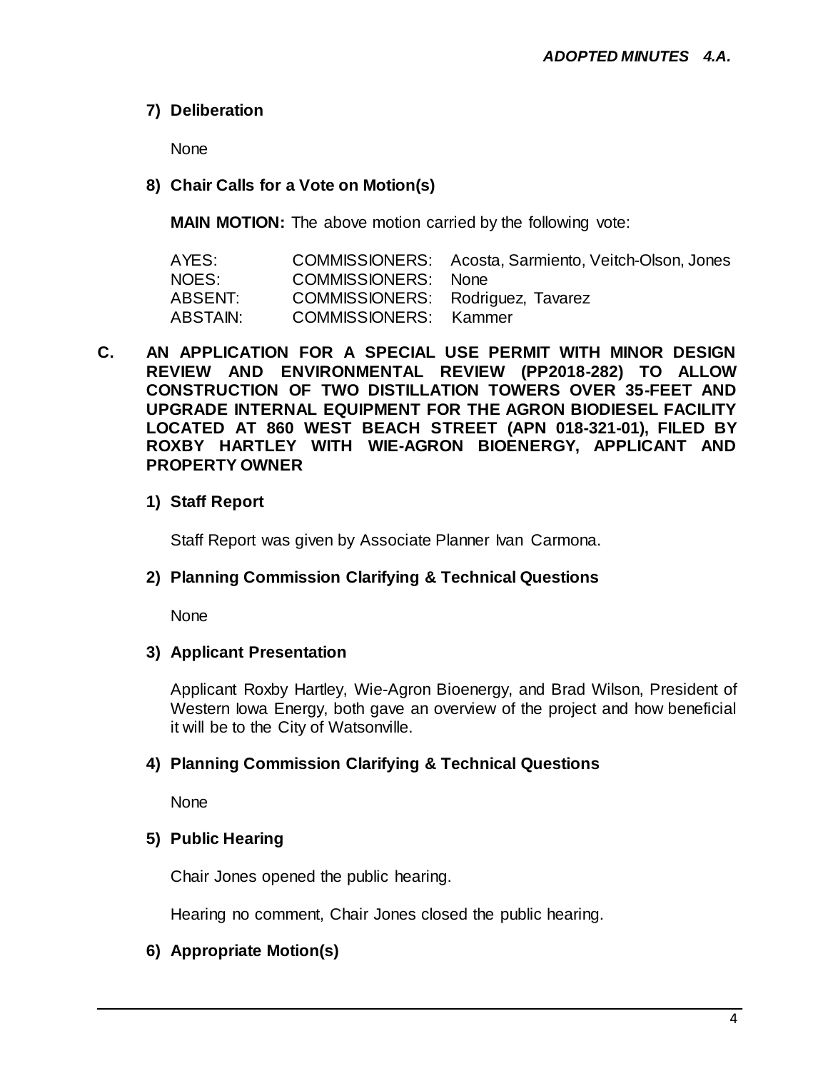**7) Deliberation**

None

**8) Chair Calls for a Vote on Motion(s)**

**MAIN MOTION:** The above motion carried by the following vote:

| | | |
|---|---|---|
| AYES: | COMMISSIONERS: | Acosta, Sarmiento, Veitch-Olson, Jones |
| NOES: | COMMISSIONERS: | None |
| ABSENT: | COMMISSIONERS: | Rodriguez, Tavarez |
| ABSTAIN: | COMMISSIONERS: | Kammer |

**C. AN APPLICATION FOR A SPECIAL USE PERMIT WITH MINOR DESIGN REVIEW AND ENVIRONMENTAL REVIEW (PP2018-282) TO ALLOW CONSTRUCTION OF TWO DISTILLATION TOWERS OVER 35-FEET AND UPGRADE INTERNAL EQUIPMENT FOR THE AGRON BIODIESEL FACILITY LOCATED AT 860 WEST BEACH STREET (APN 018-321-01), FILED BY ROXBY HARTLEY WITH WIE-AGRON BIOENERGY, APPLICANT AND PROPERTY OWNER**

**1) Staff Report**

Staff Report was given by Associate Planner Ivan Carmona.

**2) Planning Commission Clarifying & Technical Questions**

None

**3) Applicant Presentation**

Applicant Roxby Hartley, Wie-Agron Bioenergy, and Brad Wilson, President of Western Iowa Energy, both gave an overview of the project and how beneficial it will be to the City of Watsonville.

**4) Planning Commission Clarifying & Technical Questions**

None

**5) Public Hearing**

Chair Jones opened the public hearing.

Hearing no comment, Chair Jones closed the public hearing.

**6) Appropriate Motion(s)**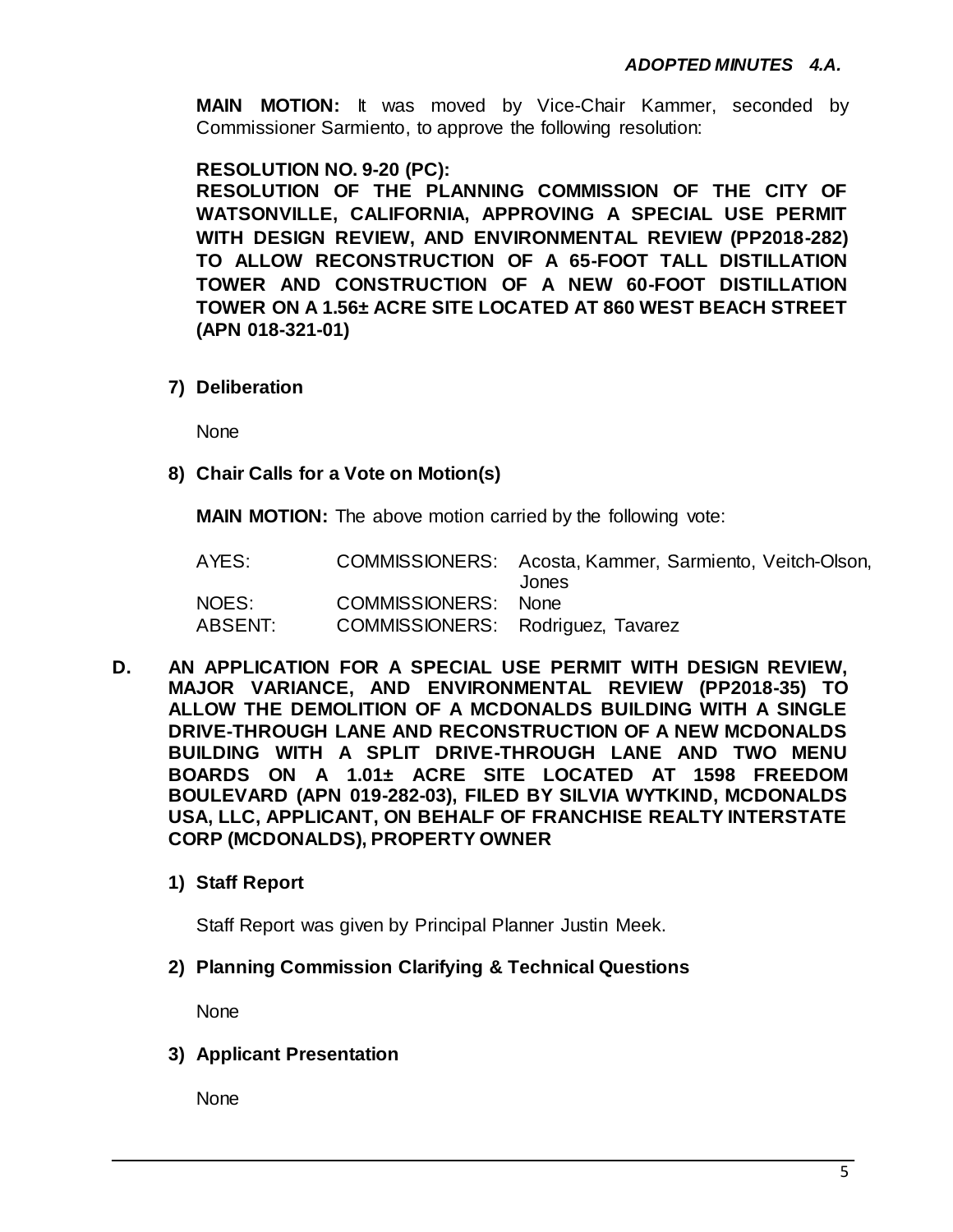**MAIN MOTION:** It was moved by Vice-Chair Kammer, seconded by Commissioner Sarmiento, to approve the following resolution:

**RESOLUTION NO. 9-20 (PC):**
**RESOLUTION OF THE PLANNING COMMISSION OF THE CITY OF WATSONVILLE, CALIFORNIA, APPROVING A SPECIAL USE PERMIT WITH DESIGN REVIEW, AND ENVIRONMENTAL REVIEW (PP2018-282) TO ALLOW RECONSTRUCTION OF A 65-FOOT TALL DISTILLATION TOWER AND CONSTRUCTION OF A NEW 60-FOOT DISTILLATION TOWER ON A 1.56± ACRE SITE LOCATED AT 860 WEST BEACH STREET (APN 018-321-01)**

**7) Deliberation**

None

**8) Chair Calls for a Vote on Motion(s)**

**MAIN MOTION:** The above motion carried by the following vote:

| | | |
|---|---|---|
| AYES: | COMMISSIONERS: | Acosta, Kammer, Sarmiento, Veitch-Olson, Jones |
| NOES: | COMMISSIONERS: | None |
| ABSENT: | COMMISSIONERS: | Rodriguez, Tavarez |

**D. AN APPLICATION FOR A SPECIAL USE PERMIT WITH DESIGN REVIEW, MAJOR VARIANCE, AND ENVIRONMENTAL REVIEW (PP2018-35) TO ALLOW THE DEMOLITION OF A MCDONALDS BUILDING WITH A SINGLE DRIVE-THROUGH LANE AND RECONSTRUCTION OF A NEW MCDONALDS BUILDING WITH A SPLIT DRIVE-THROUGH LANE AND TWO MENU BOARDS ON A 1.01± ACRE SITE LOCATED AT 1598 FREEDOM BOULEVARD (APN 019-282-03), FILED BY SILVIA WYTKIND, MCDONALDS USA, LLC, APPLICANT, ON BEHALF OF FRANCHISE REALTY INTERSTATE CORP (MCDONALDS), PROPERTY OWNER**

**1) Staff Report**

Staff Report was given by Principal Planner Justin Meek.

**2) Planning Commission Clarifying & Technical Questions**

None

**3) Applicant Presentation**

None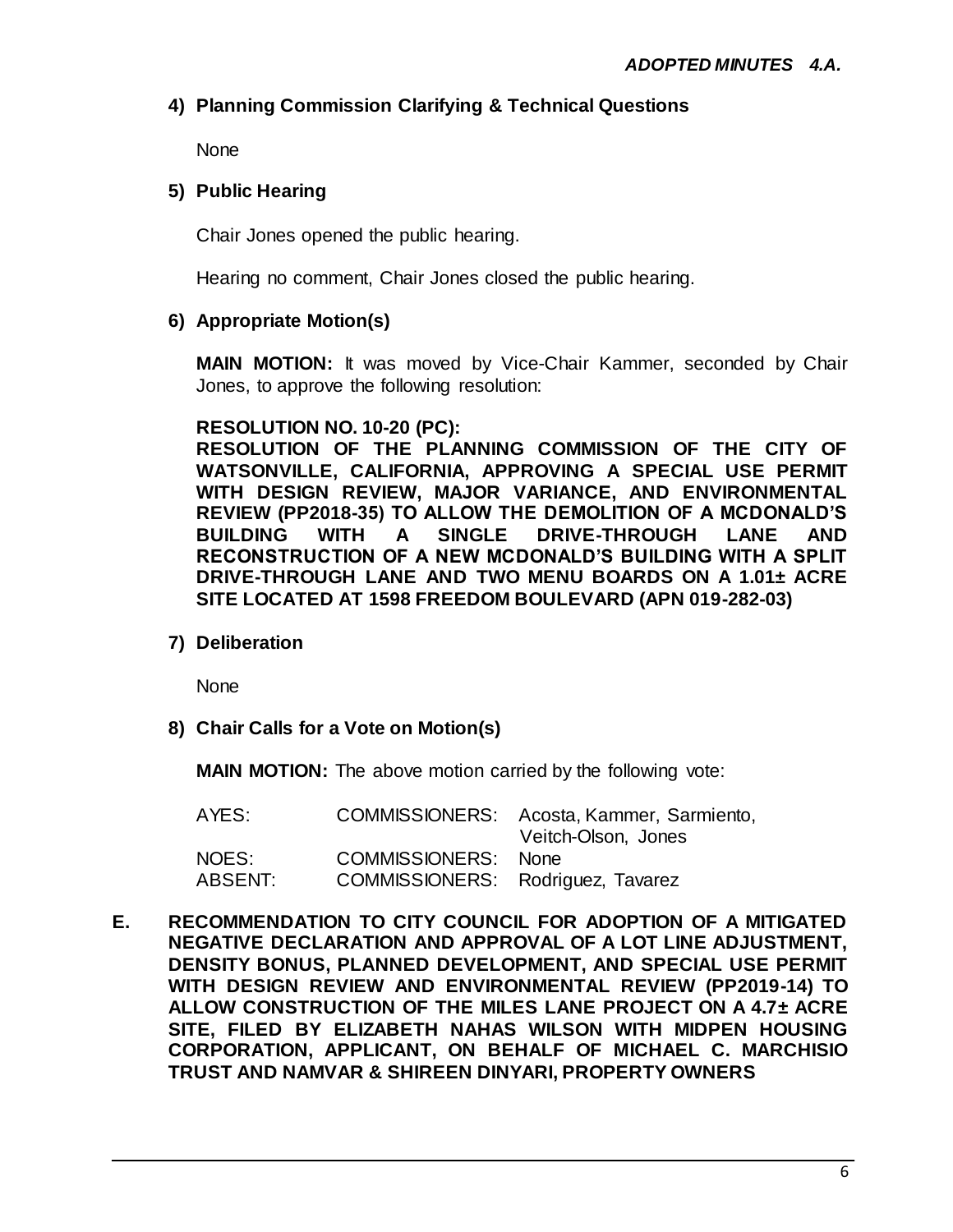*ADOPTED MINUTES 4.A.*

**4) Planning Commission Clarifying & Technical Questions**

None

**5) Public Hearing**

Chair Jones opened the public hearing.

Hearing no comment, Chair Jones closed the public hearing.

**6) Appropriate Motion(s)**

**MAIN MOTION:** It was moved by Vice-Chair Kammer, seconded by Chair Jones, to approve the following resolution:

**RESOLUTION NO. 10-20 (PC):**
**RESOLUTION OF THE PLANNING COMMISSION OF THE CITY OF WATSONVILLE, CALIFORNIA, APPROVING A SPECIAL USE PERMIT WITH DESIGN REVIEW, MAJOR VARIANCE, AND ENVIRONMENTAL REVIEW (PP2018-35) TO ALLOW THE DEMOLITION OF A MCDONALD'S BUILDING WITH A SINGLE DRIVE-THROUGH LANE AND RECONSTRUCTION OF A NEW MCDONALD'S BUILDING WITH A SPLIT DRIVE-THROUGH LANE AND TWO MENU BOARDS ON A 1.01± ACRE SITE LOCATED AT 1598 FREEDOM BOULEVARD (APN 019-282-03)**

**7) Deliberation**

None

**8) Chair Calls for a Vote on Motion(s)**

**MAIN MOTION:** The above motion carried by the following vote:

| | | |
|---|---|---|
| AYES: | COMMISSIONERS: | Acosta, Kammer, Sarmiento, Veitch-Olson, Jones |
| NOES: | COMMISSIONERS: | None |
| ABSENT: | COMMISSIONERS: | Rodriguez, Tavarez |

**E. RECOMMENDATION TO CITY COUNCIL FOR ADOPTION OF A MITIGATED NEGATIVE DECLARATION AND APPROVAL OF A LOT LINE ADJUSTMENT, DENSITY BONUS, PLANNED DEVELOPMENT, AND SPECIAL USE PERMIT WITH DESIGN REVIEW AND ENVIRONMENTAL REVIEW (PP2019-14) TO ALLOW CONSTRUCTION OF THE MILES LANE PROJECT ON A 4.7± ACRE SITE, FILED BY ELIZABETH NAHAS WILSON WITH MIDPEN HOUSING CORPORATION, APPLICANT, ON BEHALF OF MICHAEL C. MARCHISIO TRUST AND NAMVAR & SHIREEN DINYARI, PROPERTY OWNERS**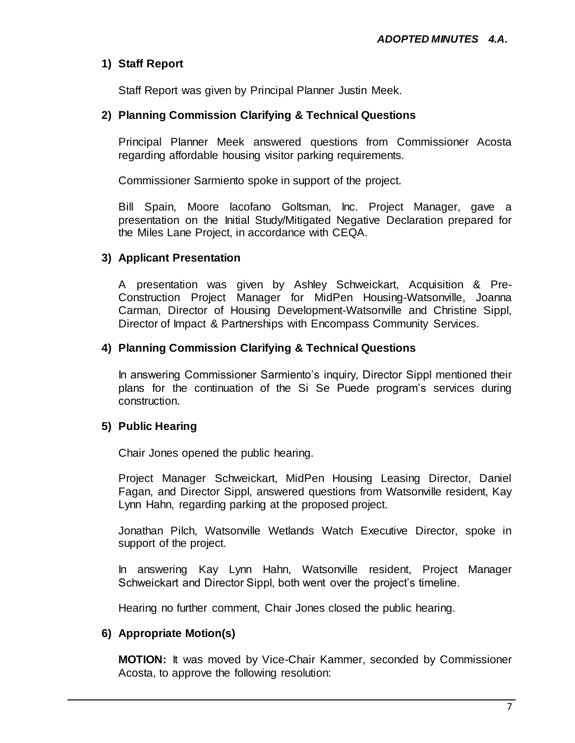***ADOPTED MINUTES 4.A.***

**1) Staff Report**

Staff Report was given by Principal Planner Justin Meek.

**2) Planning Commission Clarifying & Technical Questions**

Principal Planner Meek answered questions from Commissioner Acosta regarding affordable housing visitor parking requirements.

Commissioner Sarmiento spoke in support of the project.

Bill Spain, Moore Iacofano Goltsman, Inc. Project Manager, gave a presentation on the Initial Study/Mitigated Negative Declaration prepared for the Miles Lane Project, in accordance with CEQA.

**3) Applicant Presentation**

A presentation was given by Ashley Schweickart, Acquisition & Pre-Construction Project Manager for MidPen Housing-Watsonville, Joanna Carman, Director of Housing Development-Watsonville and Christine Sippl, Director of Impact & Partnerships with Encompass Community Services.

**4) Planning Commission Clarifying & Technical Questions**

In answering Commissioner Sarmiento's inquiry, Director Sippl mentioned their plans for the continuation of the Si Se Puede program's services during construction.

**5) Public Hearing**

Chair Jones opened the public hearing.

Project Manager Schweickart, MidPen Housing Leasing Director, Daniel Fagan, and Director Sippl, answered questions from Watsonville resident, Kay Lynn Hahn, regarding parking at the proposed project.

Jonathan Pilch, Watsonville Wetlands Watch Executive Director, spoke in support of the project.

In answering Kay Lynn Hahn, Watsonville resident, Project Manager Schweickart and Director Sippl, both went over the project's timeline.

Hearing no further comment, Chair Jones closed the public hearing.

**6) Appropriate Motion(s)**

**MOTION:** It was moved by Vice-Chair Kammer, seconded by Commissioner Acosta, to approve the following resolution: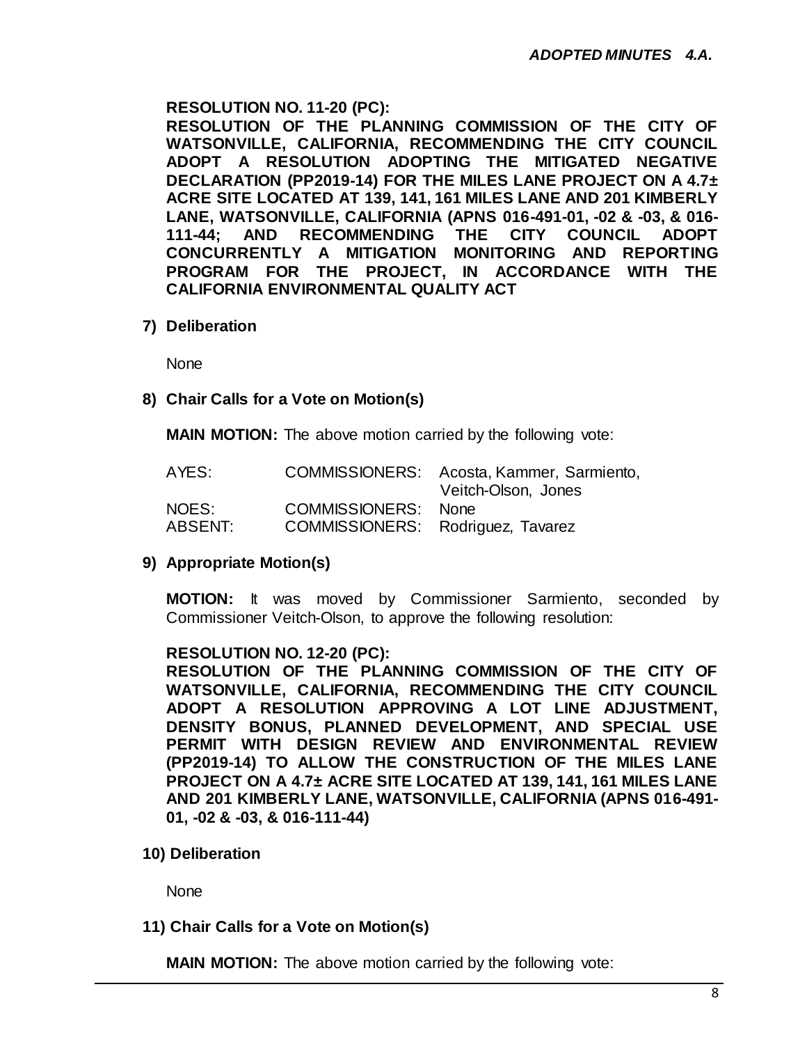**RESOLUTION NO. 11-20 (PC):**
**RESOLUTION OF THE PLANNING COMMISSION OF THE CITY OF WATSONVILLE, CALIFORNIA, RECOMMENDING THE CITY COUNCIL ADOPT A RESOLUTION ADOPTING THE MITIGATED NEGATIVE DECLARATION (PP2019-14) FOR THE MILES LANE PROJECT ON A 4.7± ACRE SITE LOCATED AT 139, 141, 161 MILES LANE AND 201 KIMBERLY LANE, WATSONVILLE, CALIFORNIA (APNS 016-491-01, -02 & -03, & 016-111-44; AND RECOMMENDING THE CITY COUNCIL ADOPT CONCURRENTLY A MITIGATION MONITORING AND REPORTING PROGRAM FOR THE PROJECT, IN ACCORDANCE WITH THE CALIFORNIA ENVIRONMENTAL QUALITY ACT**

**7) Deliberation**

None

**8) Chair Calls for a Vote on Motion(s)**

**MAIN MOTION:** The above motion carried by the following vote:

| | | |
|---|---|---|
| AYES: | COMMISSIONERS: | Acosta, Kammer, Sarmiento, Veitch-Olson, Jones |
| NOES: | COMMISSIONERS: | None |
| ABSENT: | COMMISSIONERS: | Rodriguez, Tavarez |

**9) Appropriate Motion(s)**

**MOTION:** It was moved by Commissioner Sarmiento, seconded by Commissioner Veitch-Olson, to approve the following resolution:

**RESOLUTION NO. 12-20 (PC):**
**RESOLUTION OF THE PLANNING COMMISSION OF THE CITY OF WATSONVILLE, CALIFORNIA, RECOMMENDING THE CITY COUNCIL ADOPT A RESOLUTION APPROVING A LOT LINE ADJUSTMENT, DENSITY BONUS, PLANNED DEVELOPMENT, AND SPECIAL USE PERMIT WITH DESIGN REVIEW AND ENVIRONMENTAL REVIEW (PP2019-14) TO ALLOW THE CONSTRUCTION OF THE MILES LANE PROJECT ON A 4.7± ACRE SITE LOCATED AT 139, 141, 161 MILES LANE AND 201 KIMBERLY LANE, WATSONVILLE, CALIFORNIA (APNS 016-491-01, -02 & -03, & 016-111-44)**

**10) Deliberation**

None

**11) Chair Calls for a Vote on Motion(s)**

**MAIN MOTION:** The above motion carried by the following vote: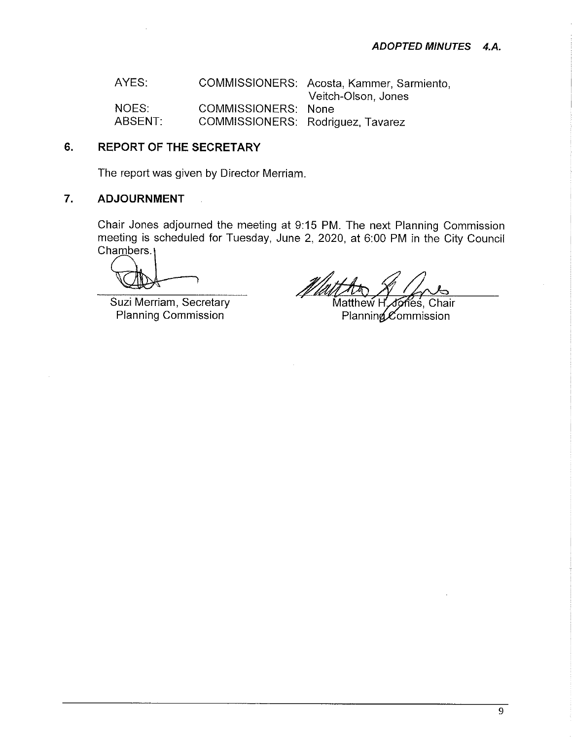AYES: COMMISSIONERS: Acosta, Kammer, Sarmiento, Veitch-Olson, Jones
NOES: COMMISSIONERS: None
ABSENT: COMMISSIONERS: Rodriguez, Tavarez

## 6. REPORT OF THE SECRETARY

The report was given by Director Merriam.

## 7. ADJOURNMENT

Chair Jones adjourned the meeting at 9:15 PM. The next Planning Commission meeting is scheduled for Tuesday, June 2, 2020, at 6:00 PM in the City Council Chambers.

Suzi Merriam, Secretary
Planning Commission

Matthew H. Jones, Chair
Planning Commission